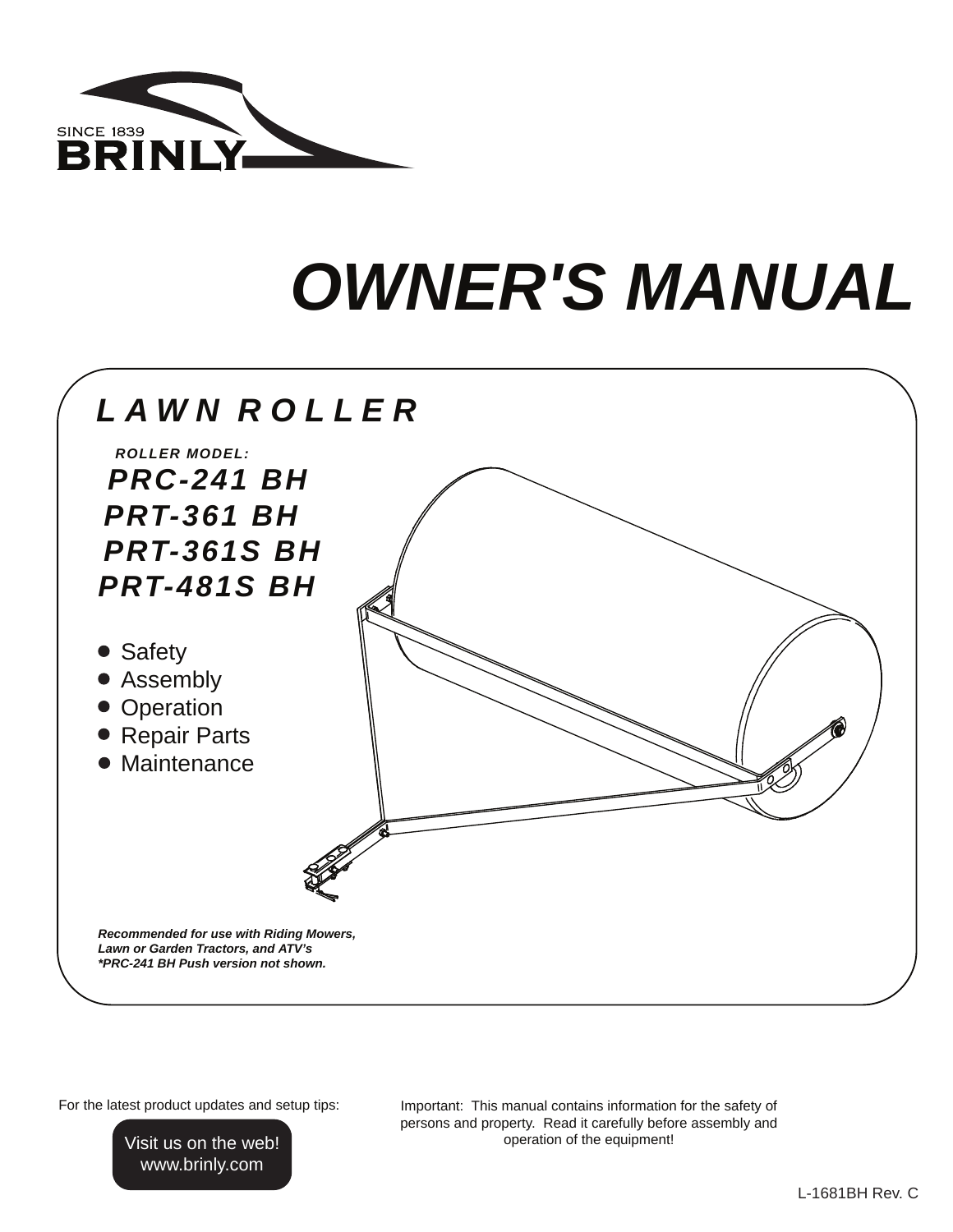SINCE 1839

BRINLY

# OWNER'S MANUAL

## LAWN ROLLER

*ROLLER MODEL:*

***PRC-241 BH***
***PRT-361 BH***
***PRT-361S BH***
***PRT-481S BH***

- Safety
- Assembly
- Operation
- Repair Parts
- Maintenance

***Recommended for use with Riding Mowers, Lawn or Garden Tractors, and ATV's***
***\*PRC-241 BH Push version not shown.***

For the latest product updates and setup tips:

Visit us on the web!
www.brinly.com

Important: This manual contains information for the safety of persons and property. Read it carefully before assembly and operation of the equipment!

L-1681BH Rev. C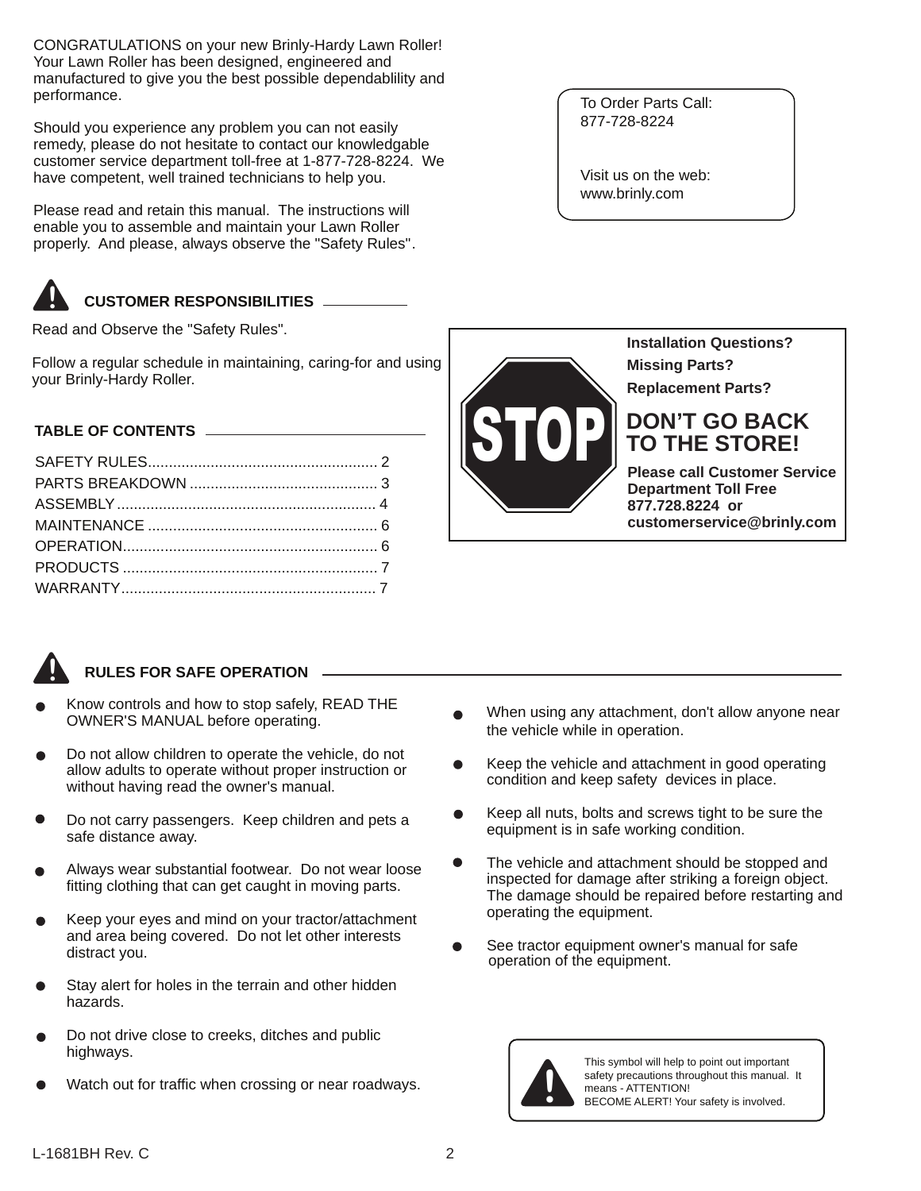CONGRATULATIONS on your new Brinly-Hardy Lawn Roller! Your Lawn Roller has been designed, engineered and manufactured to give you the best possible dependablility and performance.

Should you experience any problem you can not easily remedy, please do not hesitate to contact our knowledgable customer service department toll-free at 1-877-728-8224. We have competent, well trained technicians to help you.

Please read and retain this manual. The instructions will enable you to assemble and maintain your Lawn Roller properly. And please, always observe the "Safety Rules".

To Order Parts Call:
877-728-8224

Visit us on the web:
www.brinly.com

## CUSTOMER RESPONSIBILITIES

Read and Observe the "Safety Rules".

Follow a regular schedule in maintaining, caring-for and using your Brinly-Hardy Roller.

**Installation Questions?**
**Missing Parts?**
**Replacement Parts?**

STOP

**DON'T GO BACK TO THE STORE!**

**Please call Customer Service Department Toll Free 877.728.8224 or customerservice@brinly.com**

## TABLE OF CONTENTS

SAFETY RULES ....... 2
PARTS BREAKDOWN ....... 3
ASSEMBLY ....... 4
MAINTENANCE ....... 6
OPERATION ....... 6
PRODUCTS ....... 7
WARRANTY ....... 7

## RULES FOR SAFE OPERATION

- Know controls and how to stop safely, READ THE OWNER'S MANUAL before operating.
- Do not allow children to operate the vehicle, do not allow adults to operate without proper instruction or without having read the owner's manual.
- Do not carry passengers. Keep children and pets a safe distance away.
- Always wear substantial footwear. Do not wear loose fitting clothing that can get caught in moving parts.
- Keep your eyes and mind on your tractor/attachment and area being covered. Do not let other interests distract you.
- Stay alert for holes in the terrain and other hidden hazards.
- Do not drive close to creeks, ditches and public highways.
- Watch out for traffic when crossing or near roadways.
- When using any attachment, don't allow anyone near the vehicle while in operation.
- Keep the vehicle and attachment in good operating condition and keep safety devices in place.
- Keep all nuts, bolts and screws tight to be sure the equipment is in safe working condition.
- The vehicle and attachment should be stopped and inspected for damage after striking a foreign object. The damage should be repaired before restarting and operating the equipment.
- See tractor equipment owner's manual for safe operation of the equipment.

This symbol will help to point out important safety precautions throughout this manual. It means - ATTENTION! BECOME ALERT! Your safety is involved.

L-1681BH Rev. C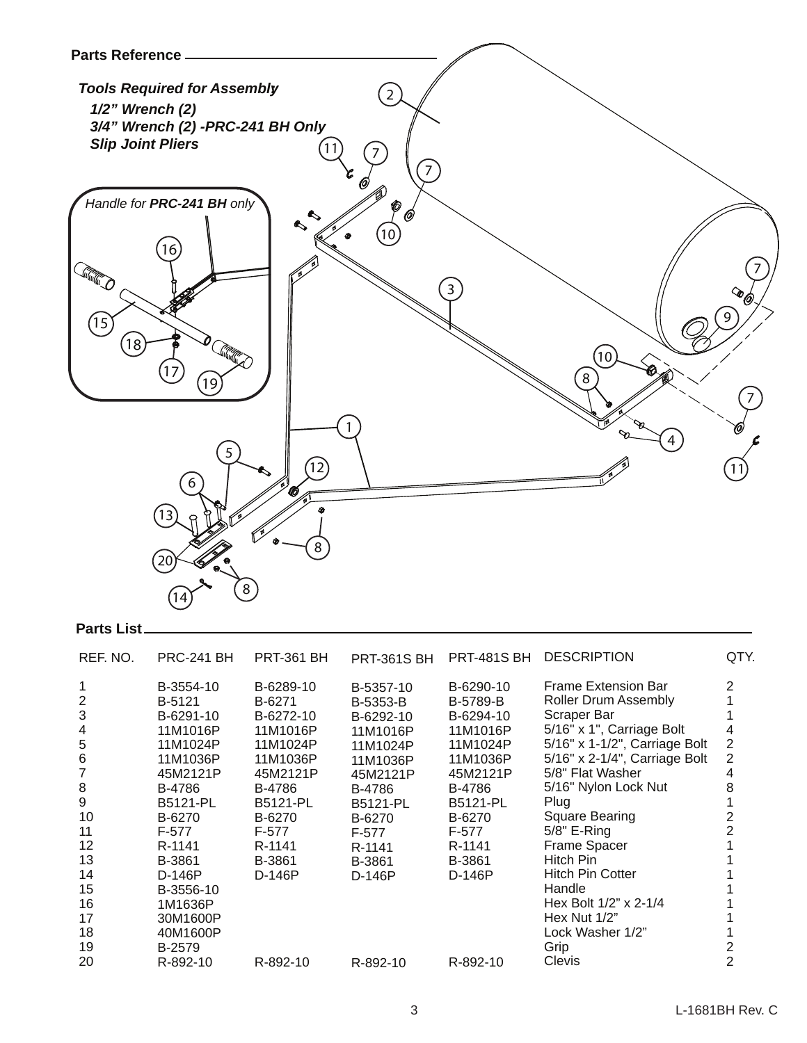## Parts Reference

***Tools Required for Assembly***

***1/2" Wrench (2)***
***3/4" Wrench (2) -PRC-241 BH Only***
***Slip Joint Pliers***

*Handle for* ***PRC-241 BH*** *only*

## Parts List

| REF. NO. | PRC-241 BH | PRT-361 BH | PRT-361S BH | PRT-481S BH | DESCRIPTION | QTY. |
|---|---|---|---|---|---|---|
| 1 | B-3554-10 | B-6289-10 | B-5357-10 | B-6290-10 | Frame Extension Bar | 2 |
| 2 | B-5121 | B-6271 | B-5353-B | B-5789-B | Roller Drum Assembly | 1 |
| 3 | B-6291-10 | B-6272-10 | B-6292-10 | B-6294-10 | Scraper Bar | 1 |
| 4 | 11M1016P | 11M1016P | 11M1016P | 11M1016P | 5/16" x 1", Carriage Bolt | 4 |
| 5 | 11M1024P | 11M1024P | 11M1024P | 11M1024P | 5/16" x 1-1/2", Carriage Bolt | 2 |
| 6 | 11M1036P | 11M1036P | 11M1036P | 11M1036P | 5/16" x 2-1/4", Carriage Bolt | 2 |
| 7 | 45M2121P | 45M2121P | 45M2121P | 45M2121P | 5/8" Flat Washer | 4 |
| 8 | B-4786 | B-4786 | B-4786 | B-4786 | 5/16" Nylon Lock Nut | 8 |
| 9 | B5121-PL | B5121-PL | B5121-PL | B5121-PL | Plug | 1 |
| 10 | B-6270 | B-6270 | B-6270 | B-6270 | Square Bearing | 2 |
| 11 | F-577 | F-577 | F-577 | F-577 | 5/8" E-Ring | 2 |
| 12 | R-1141 | R-1141 | R-1141 | R-1141 | Frame Spacer | 1 |
| 13 | B-3861 | B-3861 | B-3861 | B-3861 | Hitch Pin | 1 |
| 14 | D-146P | D-146P | D-146P | D-146P | Hitch Pin Cotter | 1 |
| 15 | B-3556-10 | | | | Handle | 1 |
| 16 | 1M1636P | | | | Hex Bolt 1/2" x 2-1/4 | 1 |
| 17 | 30M1600P | | | | Hex Nut 1/2" | 1 |
| 18 | 40M1600P | | | | Lock Washer 1/2" | 1 |
| 19 | B-2579 | | | | Grip | 2 |
| 20 | R-892-10 | R-892-10 | R-892-10 | R-892-10 | Clevis | 2 |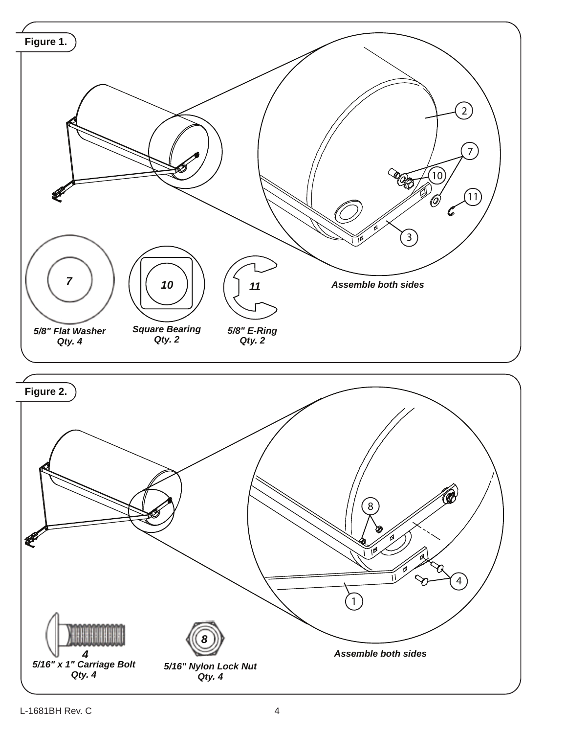**Figure 1.**

2

7

10

11

3

*Assemble both sides*

7

*5/8" Flat Washer*
*Qty. 4*

10

*Square Bearing*
*Qty. 2*

11

*5/8" E-Ring*
*Qty. 2*

**Figure 2.**

8

4

1

*Assemble both sides*

4

*5/16" x 1" Carriage Bolt*
*Qty. 4*

8

*5/16" Nylon Lock Nut*
*Qty. 4*

L-1681BH Rev. C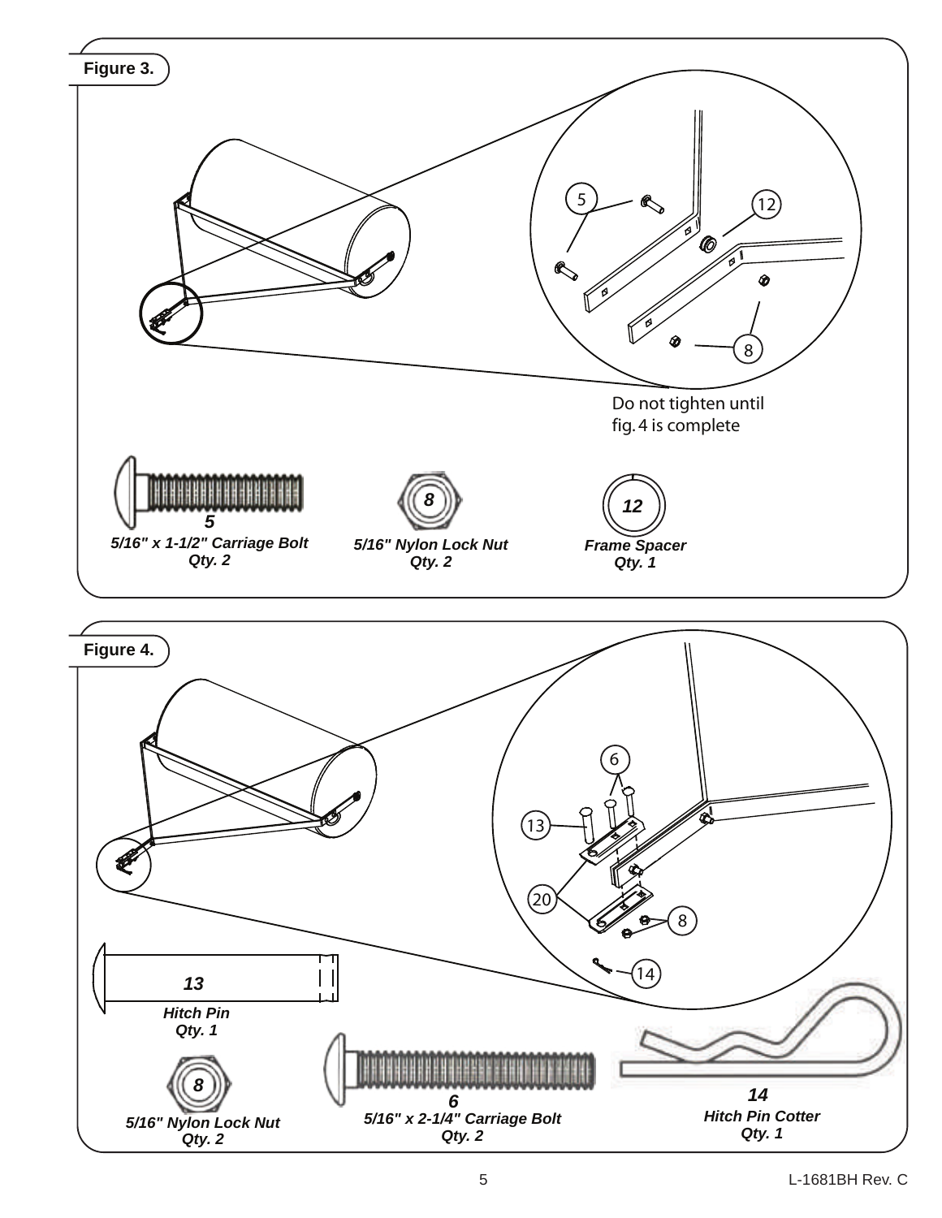**Figure 3.**

5

12

8

Do not tighten until fig. 4 is complete

***5***
***5/16" x 1-1/2" Carriage Bolt***
***Qty. 2***

***8***
***5/16" Nylon Lock Nut***
***Qty. 2***

***12***
***Frame Spacer***
***Qty. 1***

**Figure 4.**

6

13

20

8

14

***13***
***Hitch Pin***
***Qty. 1***

***8***
***5/16" Nylon Lock Nut***
***Qty. 2***

***6***
***5/16" x 2-1/4" Carriage Bolt***
***Qty. 2***

***14***
***Hitch Pin Cotter***
***Qty. 1***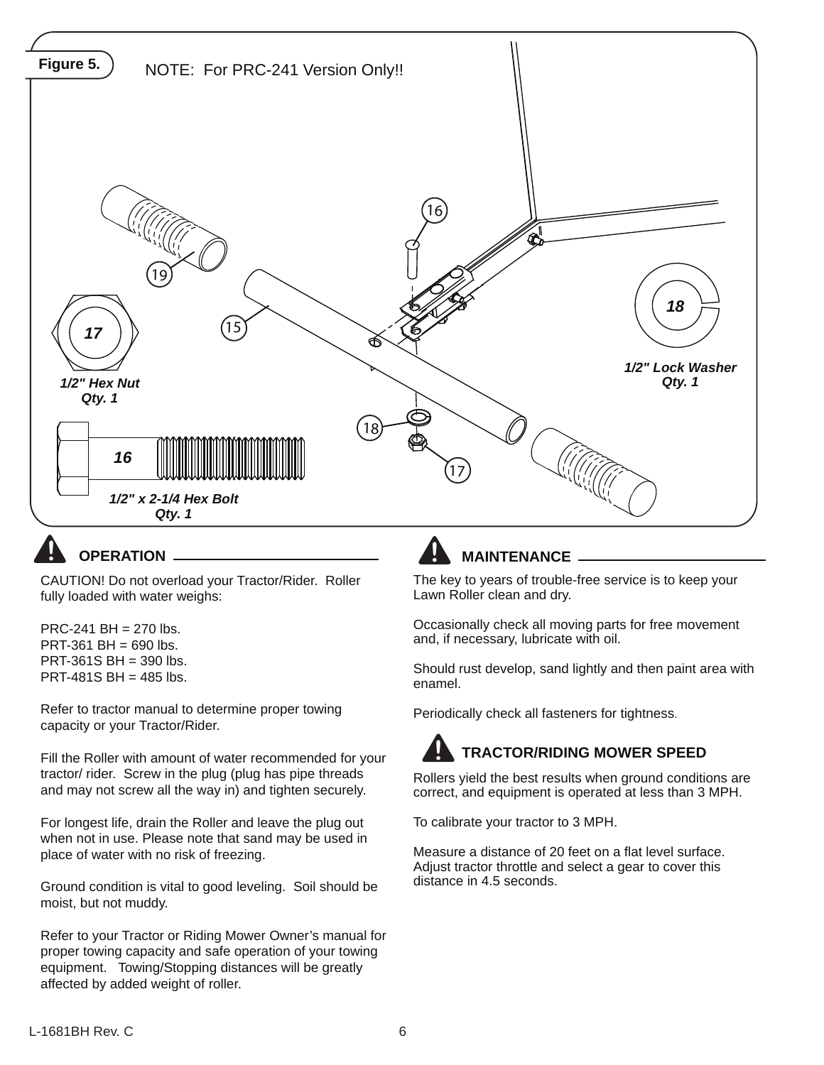**Figure 5.** NOTE: For PRC-241 Version Only!!

*17* — *1/2" Hex Nut Qty. 1*

*18* — *1/2" Lock Washer Qty. 1*

*16* — *1/2" x 2-1/4 Hex Bolt Qty. 1*

## OPERATION

CAUTION! Do not overload your Tractor/Rider. Roller fully loaded with water weighs:

PRC-241 BH = 270 lbs.
PRT-361 BH = 690 lbs.
PRT-361S BH = 390 lbs.
PRT-481S BH = 485 lbs.

Refer to tractor manual to determine proper towing capacity or your Tractor/Rider.

Fill the Roller with amount of water recommended for your tractor/ rider. Screw in the plug (plug has pipe threads and may not screw all the way in) and tighten securely.

For longest life, drain the Roller and leave the plug out when not in use. Please note that sand may be used in place of water with no risk of freezing.

Ground condition is vital to good leveling. Soil should be moist, but not muddy.

Refer to your Tractor or Riding Mower Owner's manual for proper towing capacity and safe operation of your towing equipment. Towing/Stopping distances will be greatly affected by added weight of roller.

## MAINTENANCE

The key to years of trouble-free service is to keep your Lawn Roller clean and dry.

Occasionally check all moving parts for free movement and, if necessary, lubricate with oil.

Should rust develop, sand lightly and then paint area with enamel.

Periodically check all fasteners for tightness.

## TRACTOR/RIDING MOWER SPEED

Rollers yield the best results when ground conditions are correct, and equipment is operated at less than 3 MPH.

To calibrate your tractor to 3 MPH.

Measure a distance of 20 feet on a flat level surface. Adjust tractor throttle and select a gear to cover this distance in 4.5 seconds.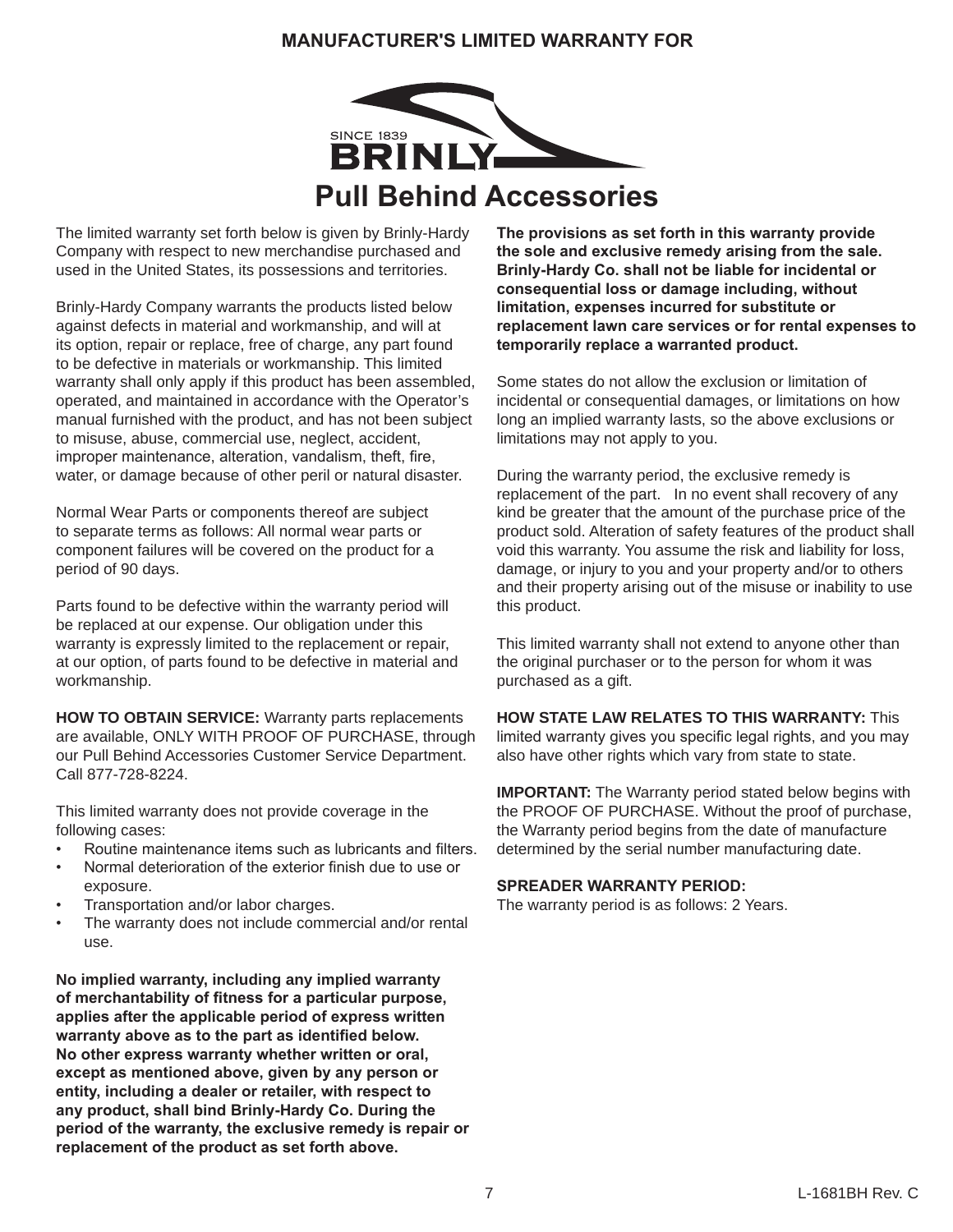# MANUFACTURER'S LIMITED WARRANTY FOR

SINCE 1839
BRINLY

## Pull Behind Accessories

The limited warranty set forth below is given by Brinly-Hardy Company with respect to new merchandise purchased and used in the United States, its possessions and territories.

Brinly-Hardy Company warrants the products listed below against defects in material and workmanship, and will at its option, repair or replace, free of charge, any part found to be defective in materials or workmanship. This limited warranty shall only apply if this product has been assembled, operated, and maintained in accordance with the Operator's manual furnished with the product, and has not been subject to misuse, abuse, commercial use, neglect, accident, improper maintenance, alteration, vandalism, theft, fire, water, or damage because of other peril or natural disaster.

Normal Wear Parts or components thereof are subject to separate terms as follows: All normal wear parts or component failures will be covered on the product for a period of 90 days.

Parts found to be defective within the warranty period will be replaced at our expense. Our obligation under this warranty is expressly limited to the replacement or repair, at our option, of parts found to be defective in material and workmanship.

**HOW TO OBTAIN SERVICE:** Warranty parts replacements are available, ONLY WITH PROOF OF PURCHASE, through our Pull Behind Accessories Customer Service Department. Call 877-728-8224.

This limited warranty does not provide coverage in the following cases:

- Routine maintenance items such as lubricants and filters.
- Normal deterioration of the exterior finish due to use or exposure.
- Transportation and/or labor charges.
- The warranty does not include commercial and/or rental use.

**No implied warranty, including any implied warranty of merchantability of fitness for a particular purpose, applies after the applicable period of express written warranty above as to the part as identified below. No other express warranty whether written or oral, except as mentioned above, given by any person or entity, including a dealer or retailer, with respect to any product, shall bind Brinly-Hardy Co. During the period of the warranty, the exclusive remedy is repair or replacement of the product as set forth above.**

**The provisions as set forth in this warranty provide the sole and exclusive remedy arising from the sale. Brinly-Hardy Co. shall not be liable for incidental or consequential loss or damage including, without limitation, expenses incurred for substitute or replacement lawn care services or for rental expenses to temporarily replace a warranted product.**

Some states do not allow the exclusion or limitation of incidental or consequential damages, or limitations on how long an implied warranty lasts, so the above exclusions or limitations may not apply to you.

During the warranty period, the exclusive remedy is replacement of the part. In no event shall recovery of any kind be greater that the amount of the purchase price of the product sold. Alteration of safety features of the product shall void this warranty. You assume the risk and liability for loss, damage, or injury to you and your property and/or to others and their property arising out of the misuse or inability to use this product.

This limited warranty shall not extend to anyone other than the original purchaser or to the person for whom it was purchased as a gift.

**HOW STATE LAW RELATES TO THIS WARRANTY:** This limited warranty gives you specific legal rights, and you may also have other rights which vary from state to state.

**IMPORTANT:** The Warranty period stated below begins with the PROOF OF PURCHASE. Without the proof of purchase, the Warranty period begins from the date of manufacture determined by the serial number manufacturing date.

**SPREADER WARRANTY PERIOD:**
The warranty period is as follows: 2 Years.